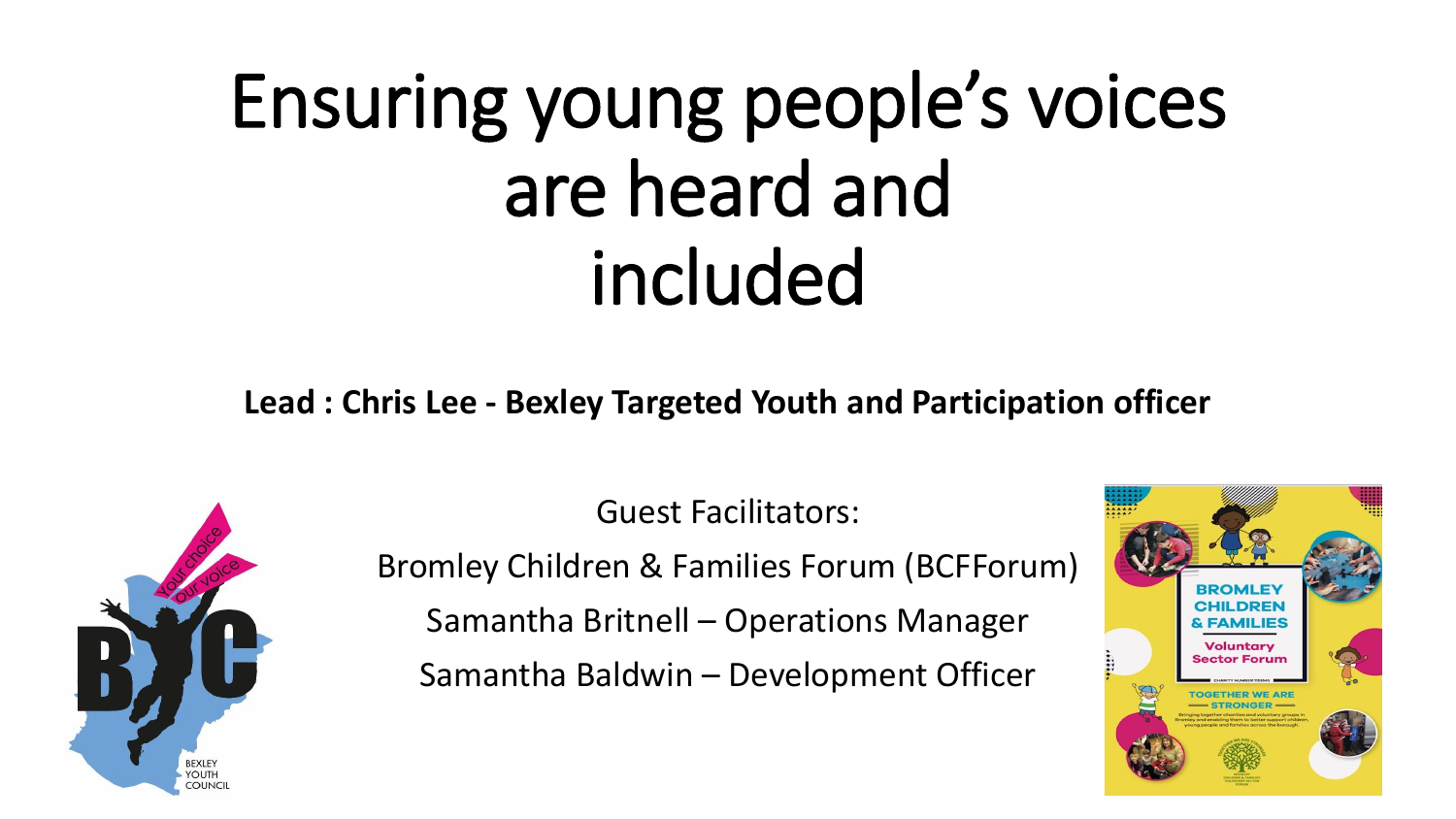# Ensuring young people's voices are heard and included

**Lead : Chris Lee - Bexley Targeted Youth and Participation officer**

Guest Facilitators:

Bromley Children & Families Forum (BCFForum)

Samantha Britnell – Operations Manager

Samantha Baldwin – Development Officer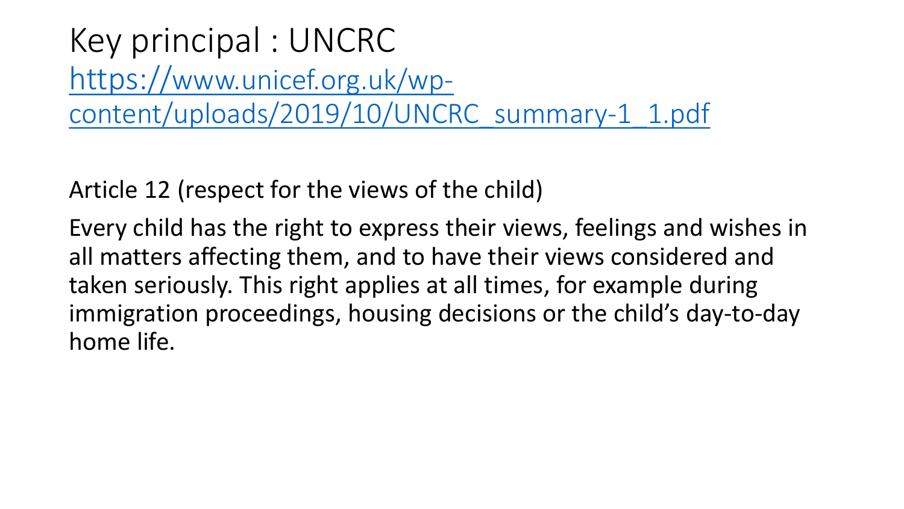# Key principal : UNCRC

https://www.unicef.org.uk/wp-content/uploads/2019/10/UNCRC_summary-1_1.pdf

Article 12 (respect for the views of the child)

Every child has the right to express their views, feelings and wishes in all matters affecting them, and to have their views considered and taken seriously. This right applies at all times, for example during immigration proceedings, housing decisions or the child's day-to-day home life.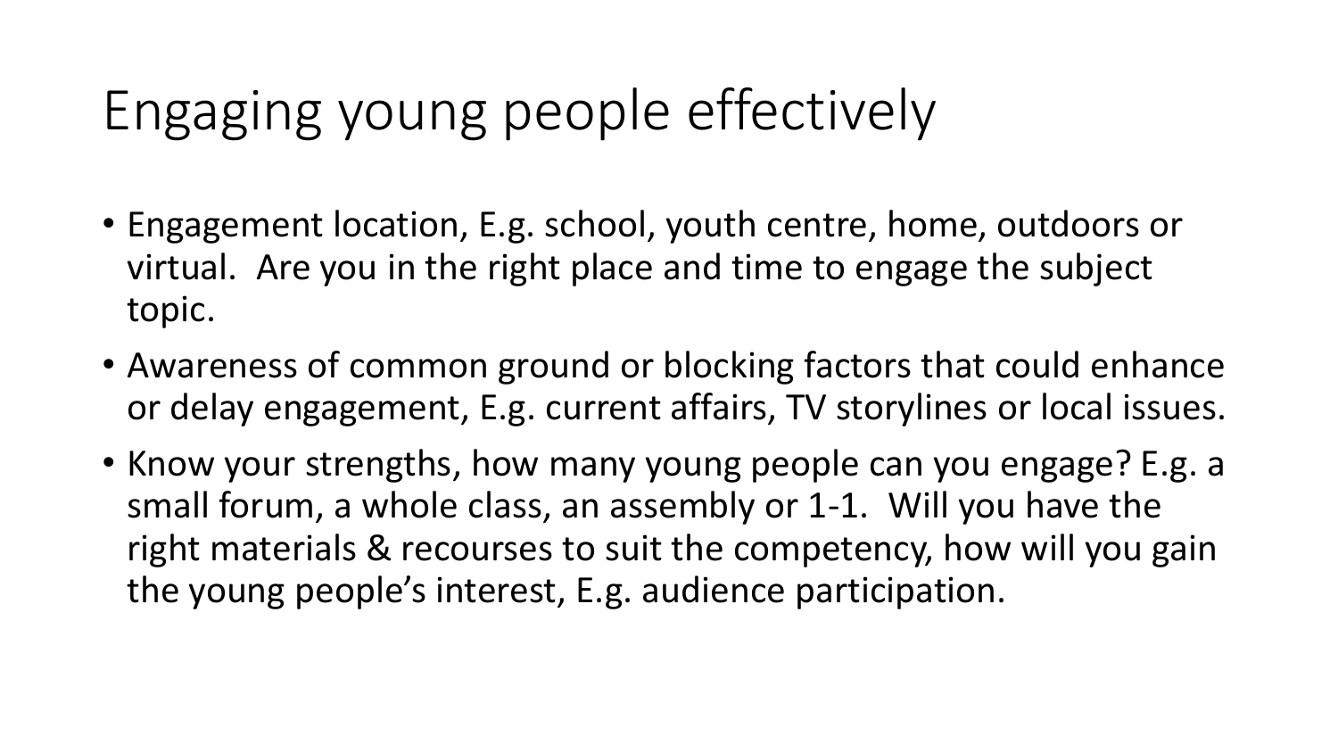# Engaging young people effectively

- Engagement location, E.g. school, youth centre, home, outdoors or virtual. Are you in the right place and time to engage the subject topic.
- Awareness of common ground or blocking factors that could enhance or delay engagement, E.g. current affairs, TV storylines or local issues.
- Know your strengths, how many young people can you engage? E.g. a small forum, a whole class, an assembly or 1-1. Will you have the right materials & recourses to suit the competency, how will you gain the young people's interest, E.g. audience participation.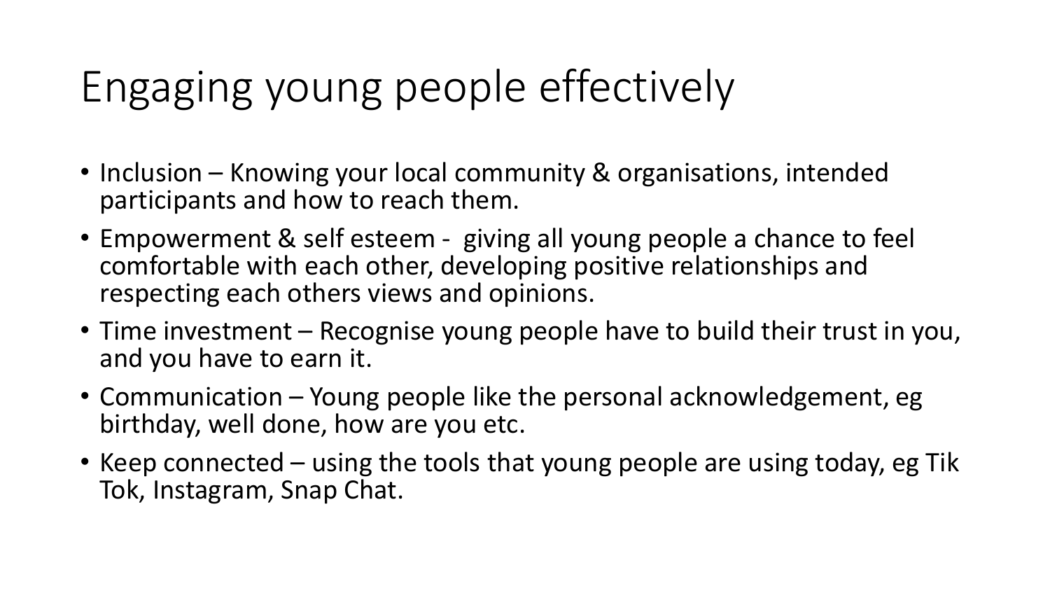# Engaging young people effectively

- Inclusion – Knowing your local community & organisations, intended participants and how to reach them.
- Empowerment & self esteem - giving all young people a chance to feel comfortable with each other, developing positive relationships and respecting each others views and opinions.
- Time investment – Recognise young people have to build their trust in you, and you have to earn it.
- Communication – Young people like the personal acknowledgement, eg birthday, well done, how are you etc.
- Keep connected – using the tools that young people are using today, eg Tik Tok, Instagram, Snap Chat.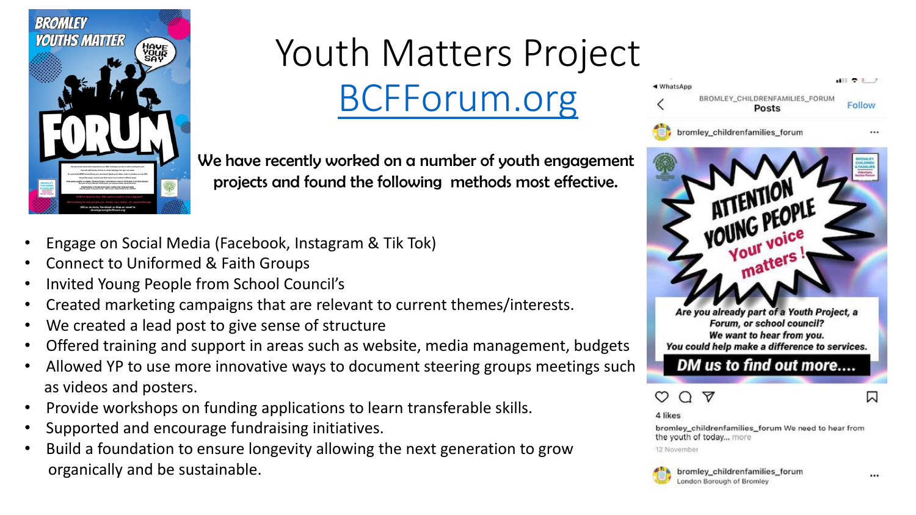# Youth Matters Project

[BCFForum.org](BCFForum.org)

We have recently worked on a number of youth engagement projects and found the following methods most effective.

- Engage on Social Media (Facebook, Instagram & Tik Tok)
- Connect to Uniformed & Faith Groups
- Invited Young People from School Council's
- Created marketing campaigns that are relevant to current themes/interests.
- We created a lead post to give sense of structure
- Offered training and support in areas such as website, media management, budgets
- Allowed YP to use more innovative ways to document steering groups meetings such as videos and posters.
- Provide workshops on funding applications to learn transferable skills.
- Supported and encourage fundraising initiatives.
- Build a foundation to ensure longevity allowing the next generation to grow organically and be sustainable.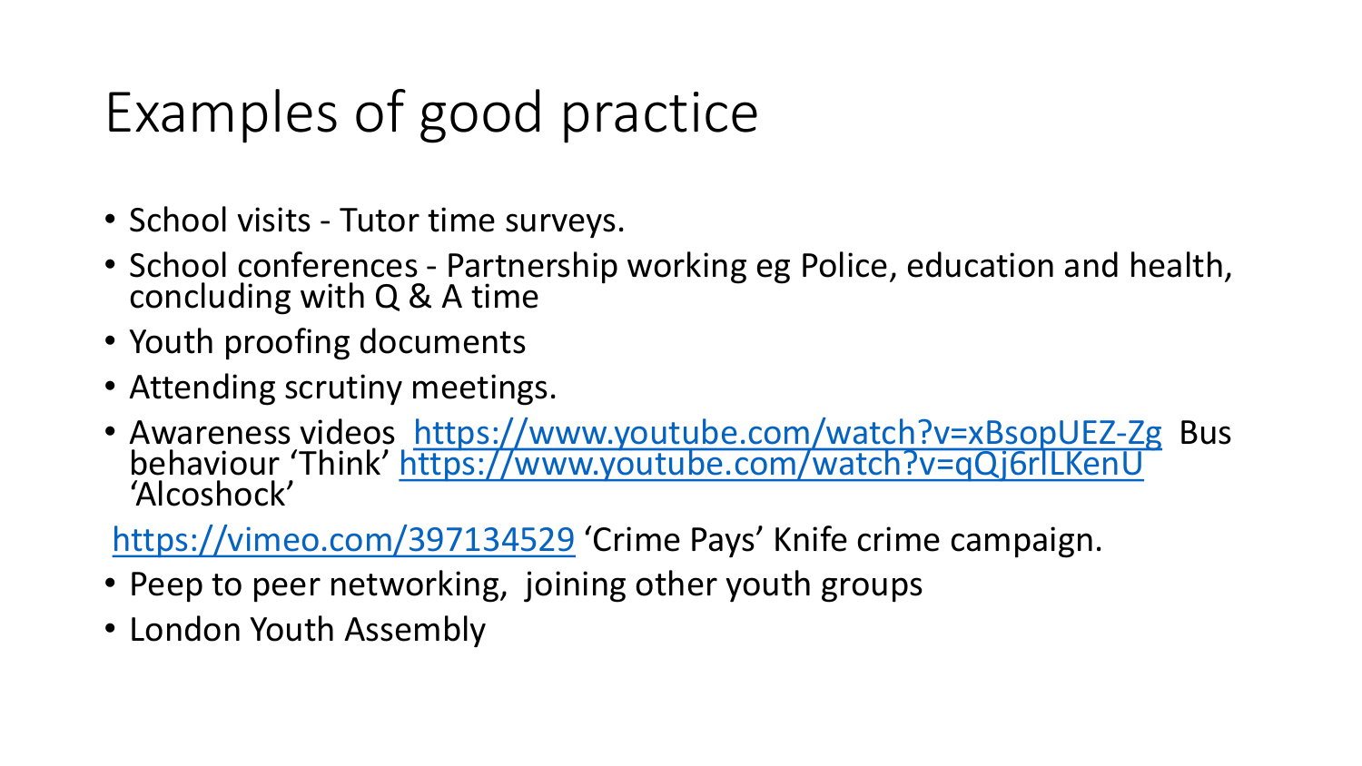# Examples of good practice

- School visits - Tutor time surveys.
- School conferences - Partnership working eg Police, education and health, concluding with Q & A time
- Youth proofing documents
- Attending scrutiny meetings.
- Awareness videos https://www.youtube.com/watch?v=xBsopUEZ-Zg Bus behaviour 'Think' https://www.youtube.com/watch?v=qQj6rlLKenU 'Alcoshock'

https://vimeo.com/397134529 'Crime Pays' Knife crime campaign.

- Peep to peer networking, joining other youth groups
- London Youth Assembly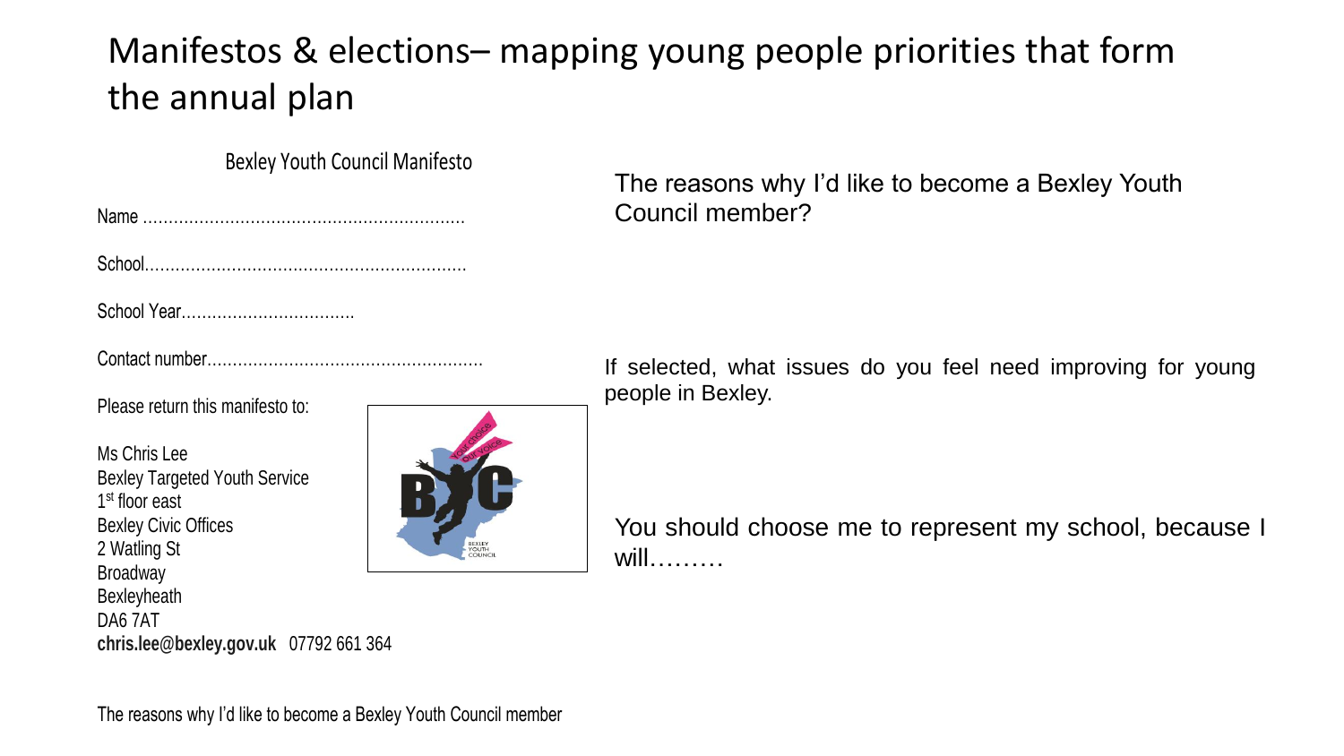# Manifestos & elections– mapping young people priorities that form the annual plan

Bexley Youth Council Manifesto

Name ..............................................................

School..............................................................

School Year.................................

Contact number.....................................................

Please return this manifesto to:

Ms Chris Lee
Bexley Targeted Youth Service
1st floor east
Bexley Civic Offices
2 Watling St
Broadway
Bexleyheath
DA6 7AT
**chris.lee@bexley.gov.uk** 07792 661 364

The reasons why I'd like to become a Bexley Youth Council member

The reasons why I'd like to become a Bexley Youth Council member?

If selected, what issues do you feel need improving for young people in Bexley.

You should choose me to represent my school, because I will………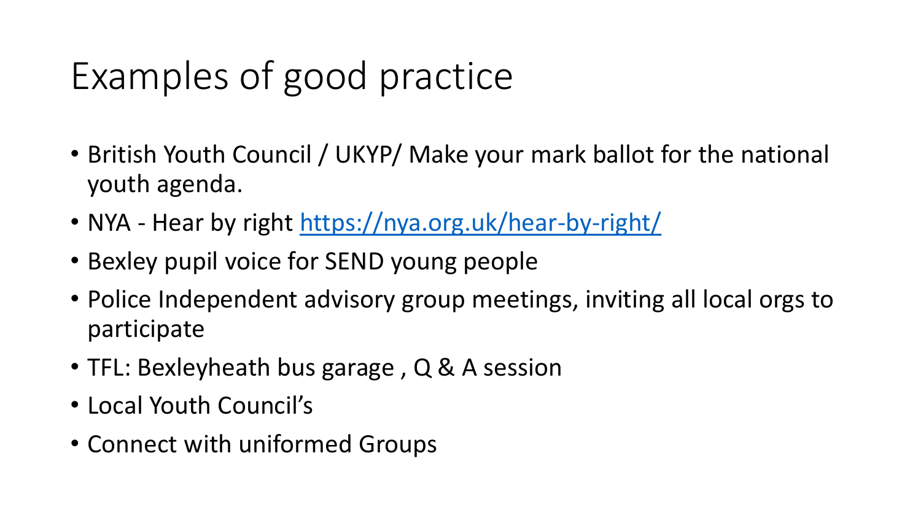# Examples of good practice

- British Youth Council / UKYP/ Make your mark ballot for the national youth agenda.
- NYA - Hear by right [https://nya.org.uk/hear-by-right/](https://nya.org.uk/hear-by-right/)
- Bexley pupil voice for SEND young people
- Police Independent advisory group meetings, inviting all local orgs to participate
- TFL: Bexleyheath bus garage , Q & A session
- Local Youth Council's
- Connect with uniformed Groups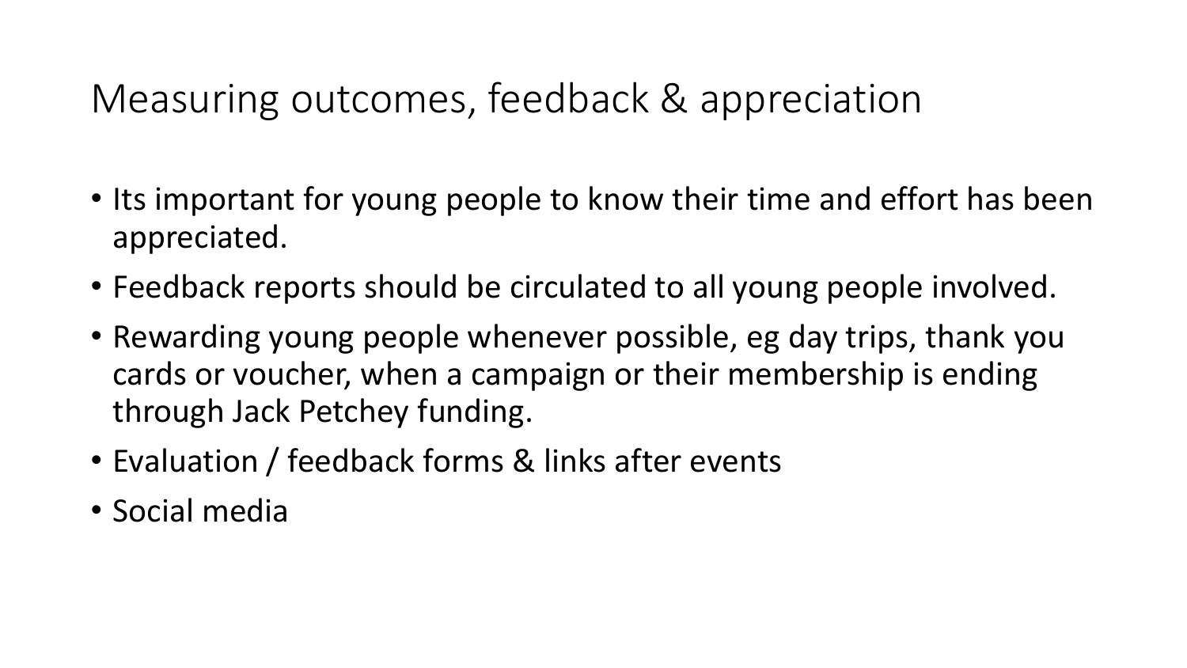# Measuring outcomes, feedback & appreciation

- Its important for young people to know their time and effort has been appreciated.
- Feedback reports should be circulated to all young people involved.
- Rewarding young people whenever possible, eg day trips, thank you cards or voucher, when a campaign or their membership is ending through Jack Petchey funding.
- Evaluation / feedback forms & links after events
- Social media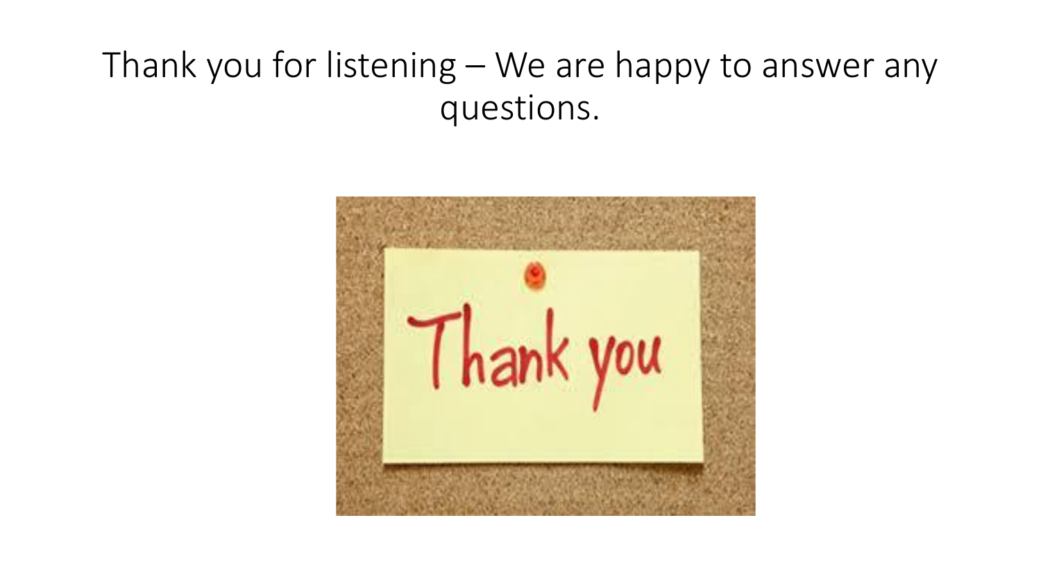# Thank you for listening – We are happy to answer any questions.